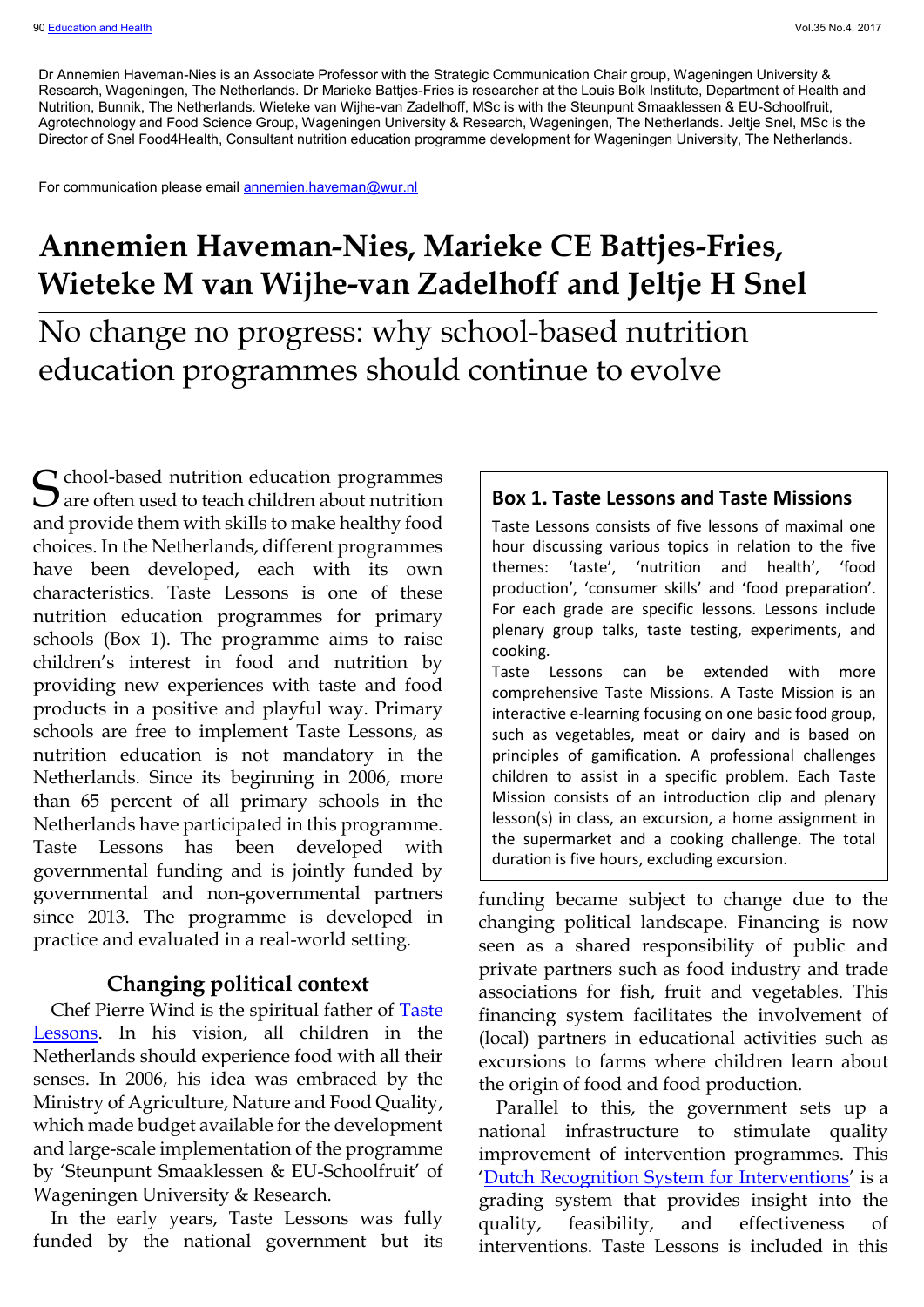Dr Annemien Haveman-Nies is an Associate Professor with the Strategic Communication Chair group, Wageningen University & Research, Wageningen, The Netherlands. Dr Marieke Battjes-Fries is researcher at the Louis Bolk Institute, Department of Health and Nutrition, Bunnik, The Netherlands. Wieteke van Wijhe-van Zadelhoff, MSc is with the Steunpunt Smaaklessen & EU-Schoolfruit, Agrotechnology and Food Science Group, Wageningen University & Research, Wageningen, The Netherlands. Jeltje Snel, MSc is the Director of Snel Food4Health, Consultant nutrition education programme development for Wageningen University, The Netherlands.

For communication please email annemien.haveman@wur.nl

# Annemien Haveman-Nies, Marieke CE Battjes-Fries, Wieteke M van Wijhe-van Zadelhoff and Jeltje H Snel

# No change no progress: why school-based nutrition education programmes should continue to evolve

School-based nutrition education programmes are often used to teach children about nutrition and provide them with skills to make healthy food choices. In the Netherlands, different programmes have been developed, each with its own characteristics. Taste Lessons is one of these nutrition education programmes for primary schools (Box 1). The programme aims to raise children's interest in food and nutrition by providing new experiences with taste and food products in a positive and playful way. Primary schools are free to implement Taste Lessons, as nutrition education is not mandatory in the Netherlands. Since its beginning in 2006, more than 65 percent of all primary schools in the Netherlands have participated in this programme. Taste Lessons has been developed with governmental funding and is jointly funded by governmental and non-governmental partners since 2013. The programme is developed in practice and evaluated in a real-world setting.

> **Box 1. Taste Lessons and Taste Missions**
>
> Taste Lessons consists of five lessons of maximal one hour discussing various topics in relation to the five themes: 'taste', 'nutrition and health', 'food production', 'consumer skills' and 'food preparation'. For each grade are specific lessons. Lessons include plenary group talks, taste testing, experiments, and cooking.
>
> Taste Lessons can be extended with more comprehensive Taste Missions. A Taste Mission is an interactive e-learning focusing on one basic food group, such as vegetables, meat or dairy and is based on principles of gamification. A professional challenges children to assist in a specific problem. Each Taste Mission consists of an introduction clip and plenary lesson(s) in class, an excursion, a home assignment in the supermarket and a cooking challenge. The total duration is five hours, excluding excursion.

## Changing political context

Chef Pierre Wind is the spiritual father of Taste Lessons. In his vision, all children in the Netherlands should experience food with all their senses. In 2006, his idea was embraced by the Ministry of Agriculture, Nature and Food Quality, which made budget available for the development and large-scale implementation of the programme by 'Steunpunt Smaaklessen & EU-Schoolfruit' of Wageningen University & Research.

In the early years, Taste Lessons was fully funded by the national government but its funding became subject to change due to the changing political landscape. Financing is now seen as a shared responsibility of public and private partners such as food industry and trade associations for fish, fruit and vegetables. This financing system facilitates the involvement of (local) partners in educational activities such as excursions to farms where children learn about the origin of food and food production.

Parallel to this, the government sets up a national infrastructure to stimulate quality improvement of intervention programmes. This 'Dutch Recognition System for Interventions' is a grading system that provides insight into the quality, feasibility, and effectiveness of interventions. Taste Lessons is included in this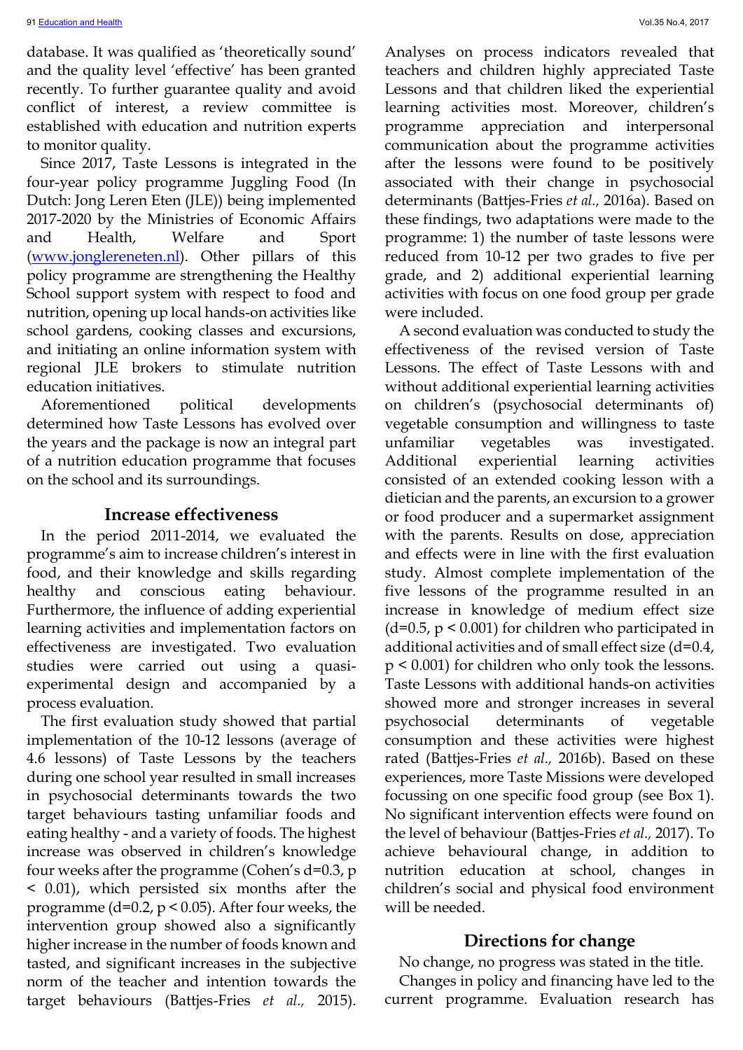database. It was qualified as 'theoretically sound' and the quality level 'effective' has been granted recently. To further guarantee quality and avoid conflict of interest, a review committee is established with education and nutrition experts to monitor quality.

Since 2017, Taste Lessons is integrated in the four-year policy programme Juggling Food (In Dutch: Jong Leren Eten (JLE)) being implemented 2017-2020 by the Ministries of Economic Affairs and Health, Welfare and Sport (www.jonglereneten.nl). Other pillars of this policy programme are strengthening the Healthy School support system with respect to food and nutrition, opening up local hands-on activities like school gardens, cooking classes and excursions, and initiating an online information system with regional JLE brokers to stimulate nutrition education initiatives.

Aforementioned political developments determined how Taste Lessons has evolved over the years and the package is now an integral part of a nutrition education programme that focuses on the school and its surroundings.

## Increase effectiveness

In the period 2011-2014, we evaluated the programme's aim to increase children's interest in food, and their knowledge and skills regarding healthy and conscious eating behaviour. Furthermore, the influence of adding experiential learning activities and implementation factors on effectiveness are investigated. Two evaluation studies were carried out using a quasi-experimental design and accompanied by a process evaluation.

The first evaluation study showed that partial implementation of the 10-12 lessons (average of 4.6 lessons) of Taste Lessons by the teachers during one school year resulted in small increases in psychosocial determinants towards the two target behaviours tasting unfamiliar foods and eating healthy - and a variety of foods. The highest increase was observed in children's knowledge four weeks after the programme (Cohen's $d=0.3$, $p < 0.01$), which persisted six months after the programme ($d=0.2$, $p < 0.05$). After four weeks, the intervention group showed also a significantly higher increase in the number of foods known and tasted, and significant increases in the subjective norm of the teacher and intention towards the target behaviours (Battjes-Fries *et al.,* 2015). Analyses on process indicators revealed that teachers and children highly appreciated Taste Lessons and that children liked the experiential learning activities most. Moreover, children's programme appreciation and interpersonal communication about the programme activities after the lessons were found to be positively associated with their change in psychosocial determinants (Battjes-Fries *et al.,* 2016a). Based on these findings, two adaptations were made to the programme: 1) the number of taste lessons were reduced from 10-12 per two grades to five per grade, and 2) additional experiential learning activities with focus on one food group per grade were included.

A second evaluation was conducted to study the effectiveness of the revised version of Taste Lessons. The effect of Taste Lessons with and without additional experiential learning activities on children's (psychosocial determinants of) vegetable consumption and willingness to taste unfamiliar vegetables was investigated. Additional experiential learning activities consisted of an extended cooking lesson with a dietician and the parents, an excursion to a grower or food producer and a supermarket assignment with the parents. Results on dose, appreciation and effects were in line with the first evaluation study. Almost complete implementation of the five lessons of the programme resulted in an increase in knowledge of medium effect size ($d=0.5$, $p < 0.001$) for children who participated in additional activities and of small effect size ($d=0.4$, $p < 0.001$) for children who only took the lessons. Taste Lessons with additional hands-on activities showed more and stronger increases in several psychosocial determinants of vegetable consumption and these activities were highest rated (Battjes-Fries *et al.,* 2016b). Based on these experiences, more Taste Missions were developed focussing on one specific food group (see Box 1). No significant intervention effects were found on the level of behaviour (Battjes-Fries *et al.,* 2017). To achieve behavioural change, in addition to nutrition education at school, changes in children's social and physical food environment will be needed.

## Directions for change

No change, no progress was stated in the title.

Changes in policy and financing have led to the current programme. Evaluation research has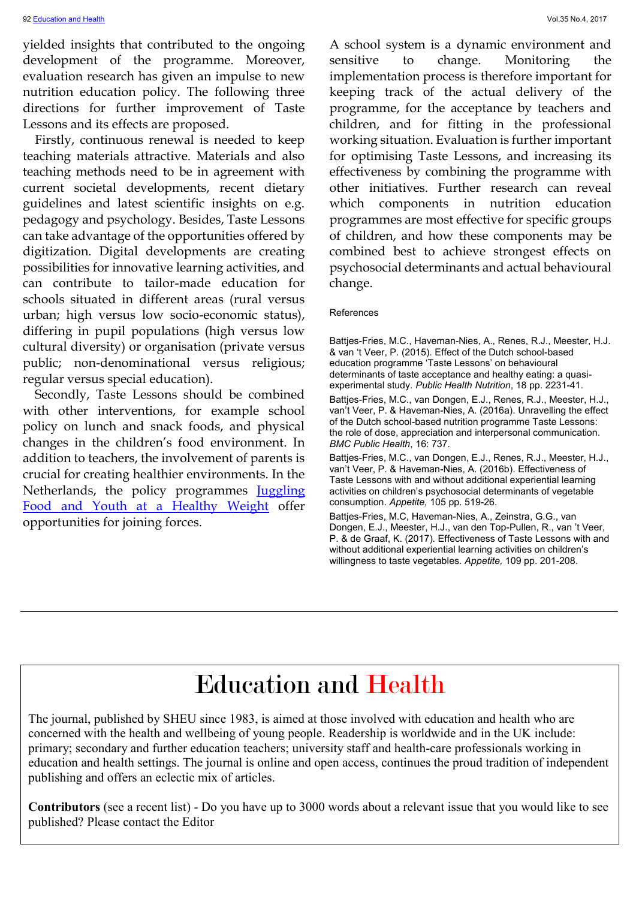yielded insights that contributed to the ongoing development of the programme. Moreover, evaluation research has given an impulse to new nutrition education policy. The following three directions for further improvement of Taste Lessons and its effects are proposed.

Firstly, continuous renewal is needed to keep teaching materials attractive. Materials and also teaching methods need to be in agreement with current societal developments, recent dietary guidelines and latest scientific insights on e.g. pedagogy and psychology. Besides, Taste Lessons can take advantage of the opportunities offered by digitization. Digital developments are creating possibilities for innovative learning activities, and can contribute to tailor-made education for schools situated in different areas (rural versus urban; high versus low socio-economic status), differing in pupil populations (high versus low cultural diversity) or organisation (private versus public; non-denominational versus religious; regular versus special education).

Secondly, Taste Lessons should be combined with other interventions, for example school policy on lunch and snack foods, and physical changes in the children's food environment. In addition to teachers, the involvement of parents is crucial for creating healthier environments. In the Netherlands, the policy programmes Juggling Food and Youth at a Healthy Weight offer opportunities for joining forces.

A school system is a dynamic environment and sensitive to change. Monitoring the implementation process is therefore important for keeping track of the actual delivery of the programme, for the acceptance by teachers and children, and for fitting in the professional working situation. Evaluation is further important for optimising Taste Lessons, and increasing its effectiveness by combining the programme with other initiatives. Further research can reveal which components in nutrition education programmes are most effective for specific groups of children, and how these components may be combined best to achieve strongest effects on psychosocial determinants and actual behavioural change.

## References

Battjes-Fries, M.C., Haveman-Nies, A., Renes, R.J., Meester, H.J. & van 't Veer, P. (2015). Effect of the Dutch school-based education programme 'Taste Lessons' on behavioural determinants of taste acceptance and healthy eating: a quasi-experimental study. *Public Health Nutrition*, 18 pp. 2231-41.

Battjes-Fries, M.C., van Dongen, E.J., Renes, R.J., Meester, H.J., van't Veer, P. & Haveman-Nies, A. (2016a). Unravelling the effect of the Dutch school-based nutrition programme Taste Lessons: the role of dose, appreciation and interpersonal communication. *BMC Public Health*, 16: 737.

Battjes-Fries, M.C., van Dongen, E.J., Renes, R.J., Meester, H.J., van't Veer, P. & Haveman-Nies, A. (2016b). Effectiveness of Taste Lessons with and without additional experiential learning activities on children's psychosocial determinants of vegetable consumption. *Appetite,* 105 pp. 519-26.

Battjes-Fries, M.C, Haveman-Nies, A., Zeinstra, G.G., van Dongen, E.J., Meester, H.J., van den Top-Pullen, R., van 't Veer, P. & de Graaf, K. (2017). Effectiveness of Taste Lessons with and without additional experiential learning activities on children's willingness to taste vegetables. *Appetite,* 109 pp. 201-208.

---

# Education and Health

The journal, published by SHEU since 1983, is aimed at those involved with education and health who are concerned with the health and wellbeing of young people. Readership is worldwide and in the UK include: primary; secondary and further education teachers; university staff and health-care professionals working in education and health settings. The journal is online and open access, continues the proud tradition of independent publishing and offers an eclectic mix of articles.

**Contributors** (see a recent list) - Do you have up to 3000 words about a relevant issue that you would like to see published? Please contact the Editor